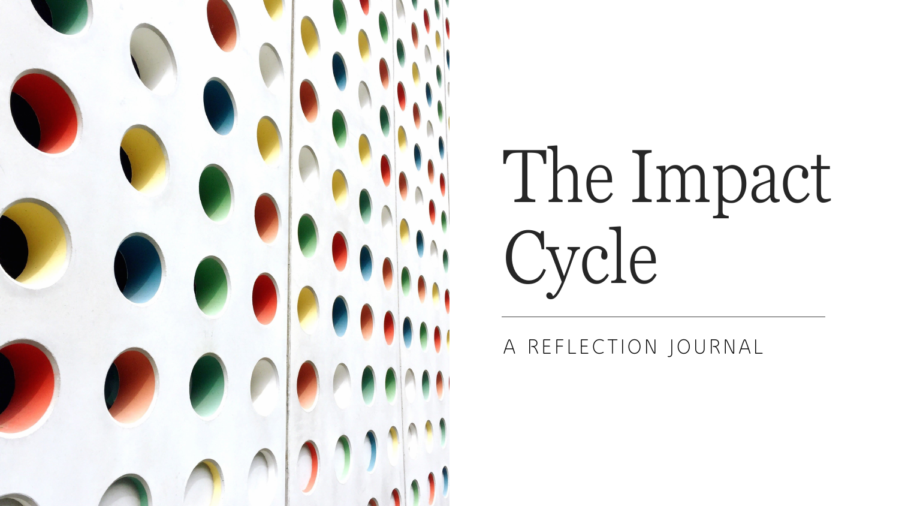# The Impact Cycle

A REFLECTION JOURNAL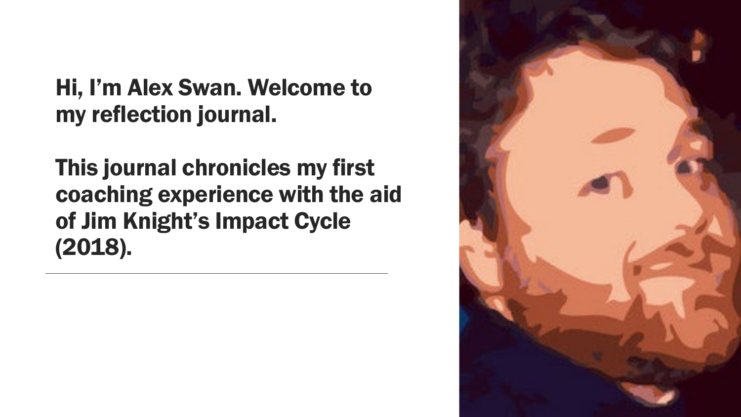Hi, I'm Alex Swan. Welcome to my reflection journal.

This journal chronicles my first coaching experience with the aid of Jim Knight's Impact Cycle (2018).

---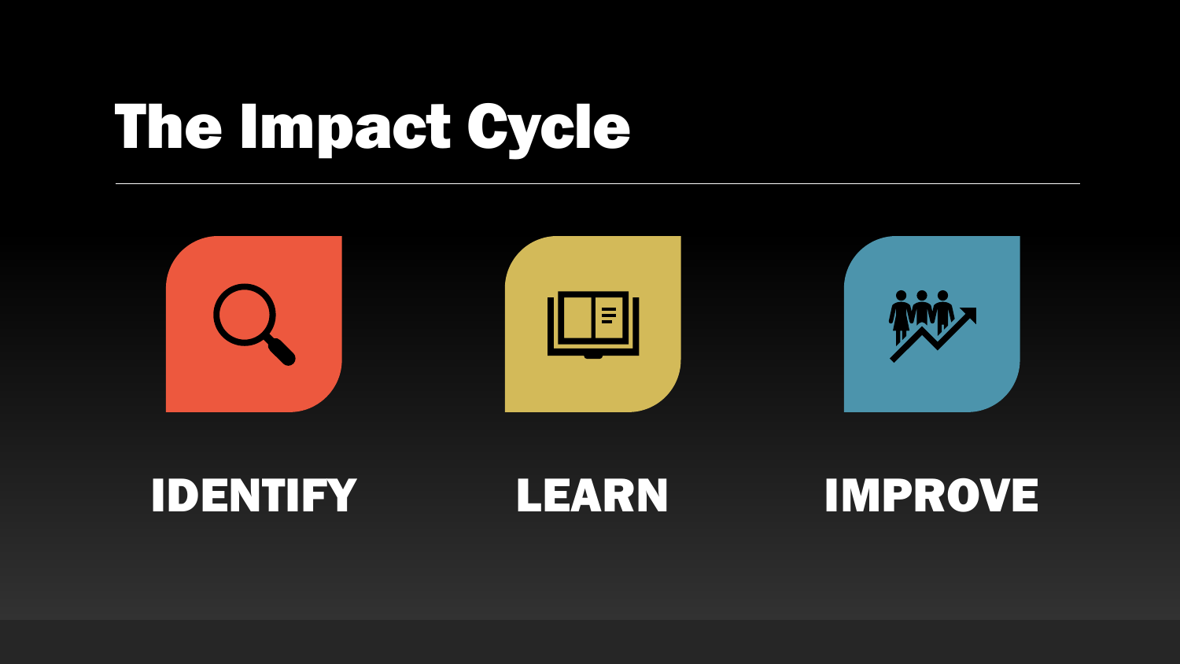# The Impact Cycle

IDENTIFY

LEARN

IMPROVE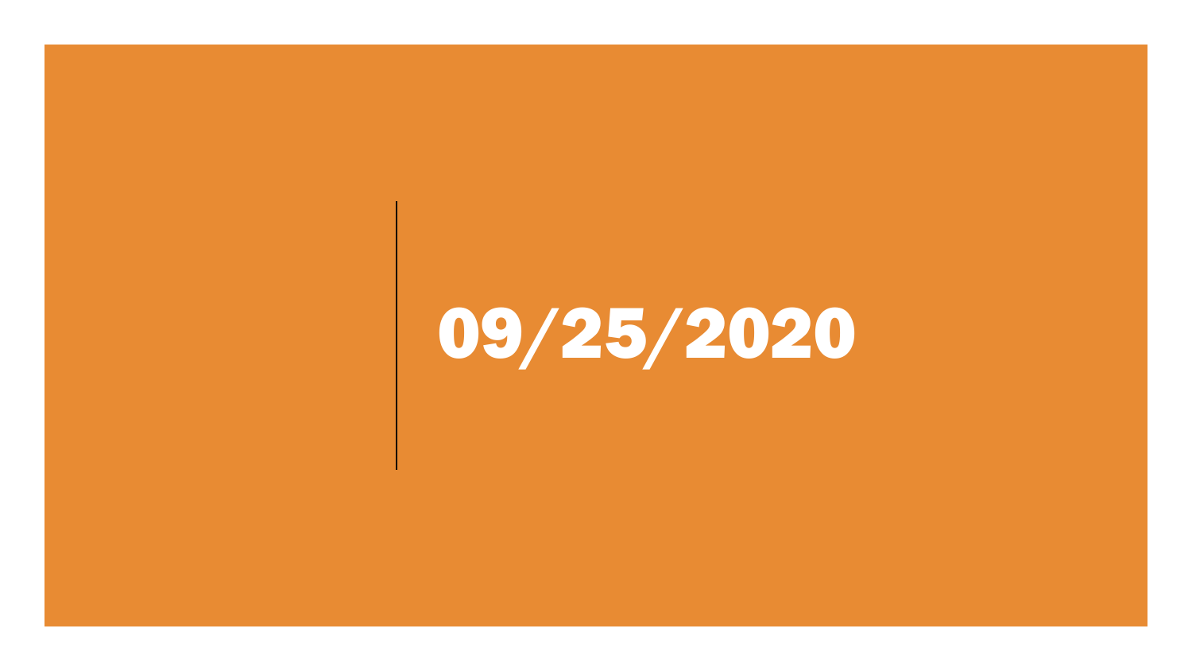# 09/25/2020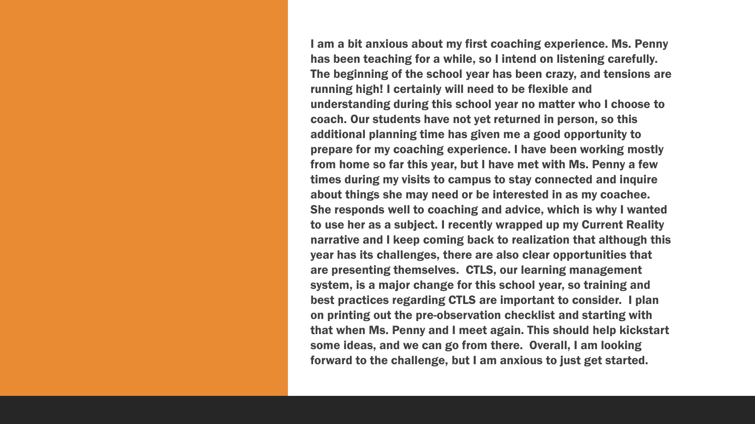I am a bit anxious about my first coaching experience. Ms. Penny has been teaching for a while, so I intend on listening carefully. The beginning of the school year has been crazy, and tensions are running high! I certainly will need to be flexible and understanding during this school year no matter who I choose to coach. Our students have not yet returned in person, so this additional planning time has given me a good opportunity to prepare for my coaching experience. I have been working mostly from home so far this year, but I have met with Ms. Penny a few times during my visits to campus to stay connected and inquire about things she may need or be interested in as my coachee. She responds well to coaching and advice, which is why I wanted to use her as a subject. I recently wrapped up my Current Reality narrative and I keep coming back to realization that although this year has its challenges, there are also clear opportunities that are presenting themselves. CTLS, our learning management system, is a major change for this school year, so training and best practices regarding CTLS are important to consider. I plan on printing out the pre-observation checklist and starting with that when Ms. Penny and I meet again. This should help kickstart some ideas, and we can go from there. Overall, I am looking forward to the challenge, but I am anxious to just get started.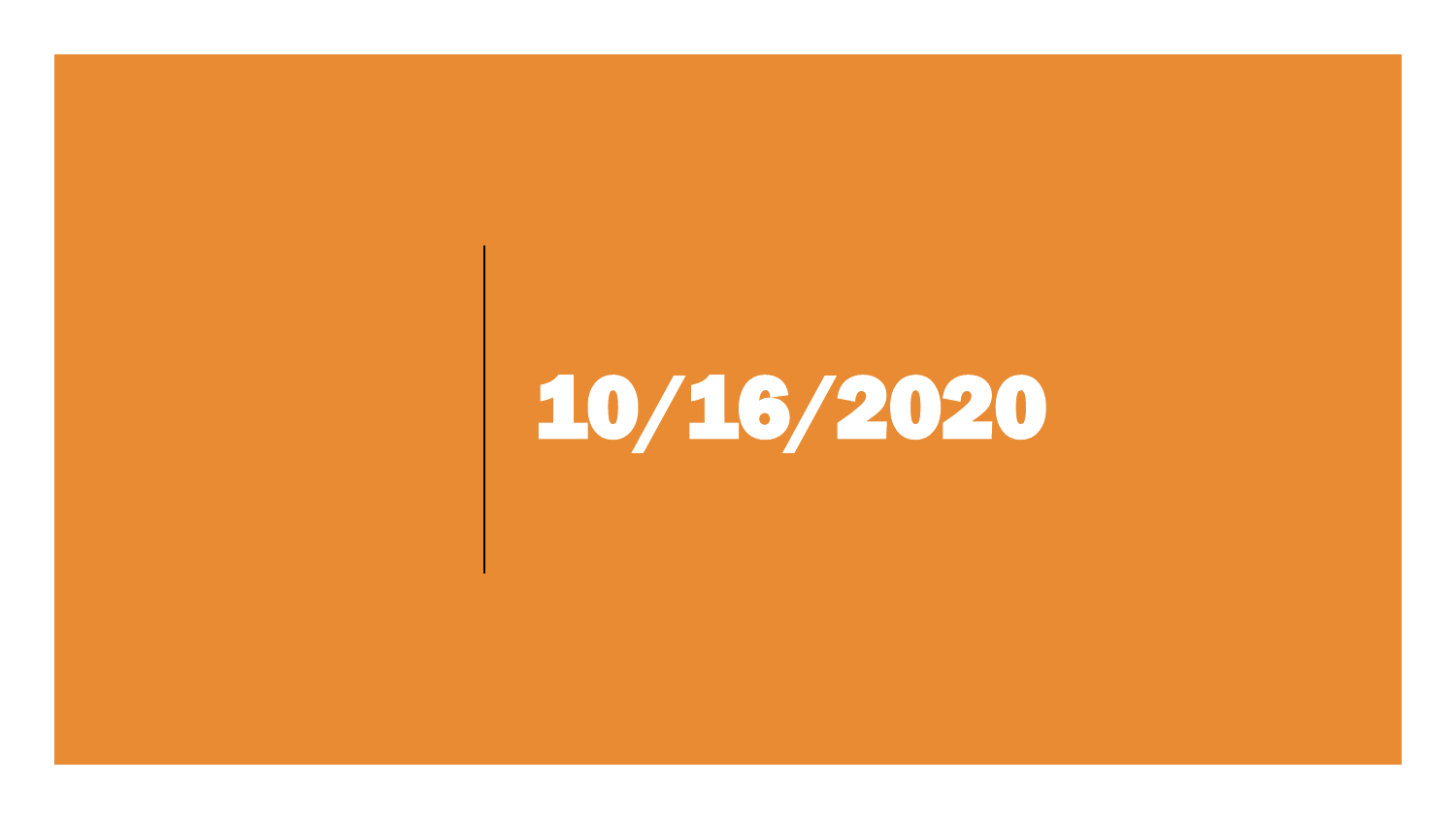# 10/16/2020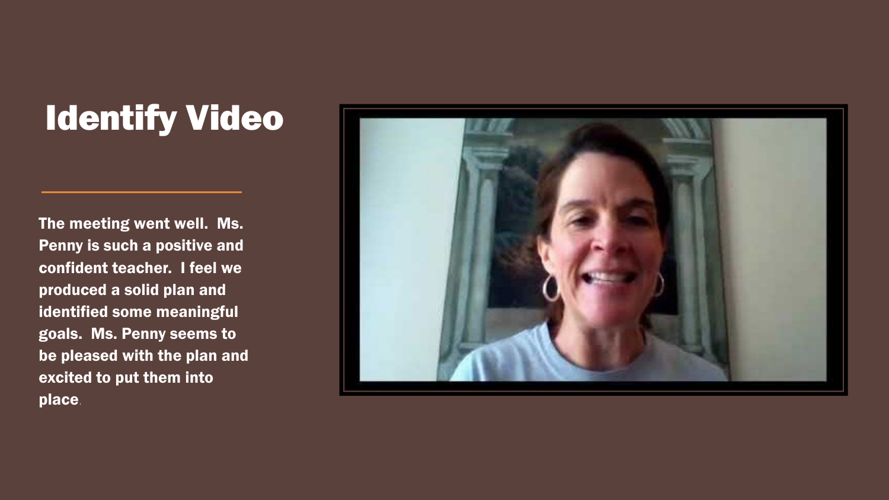# Identify Video

The meeting went well. Ms. Penny is such a positive and confident teacher. I feel we produced a solid plan and identified some meaningful goals. Ms. Penny seems to be pleased with the plan and excited to put them into place.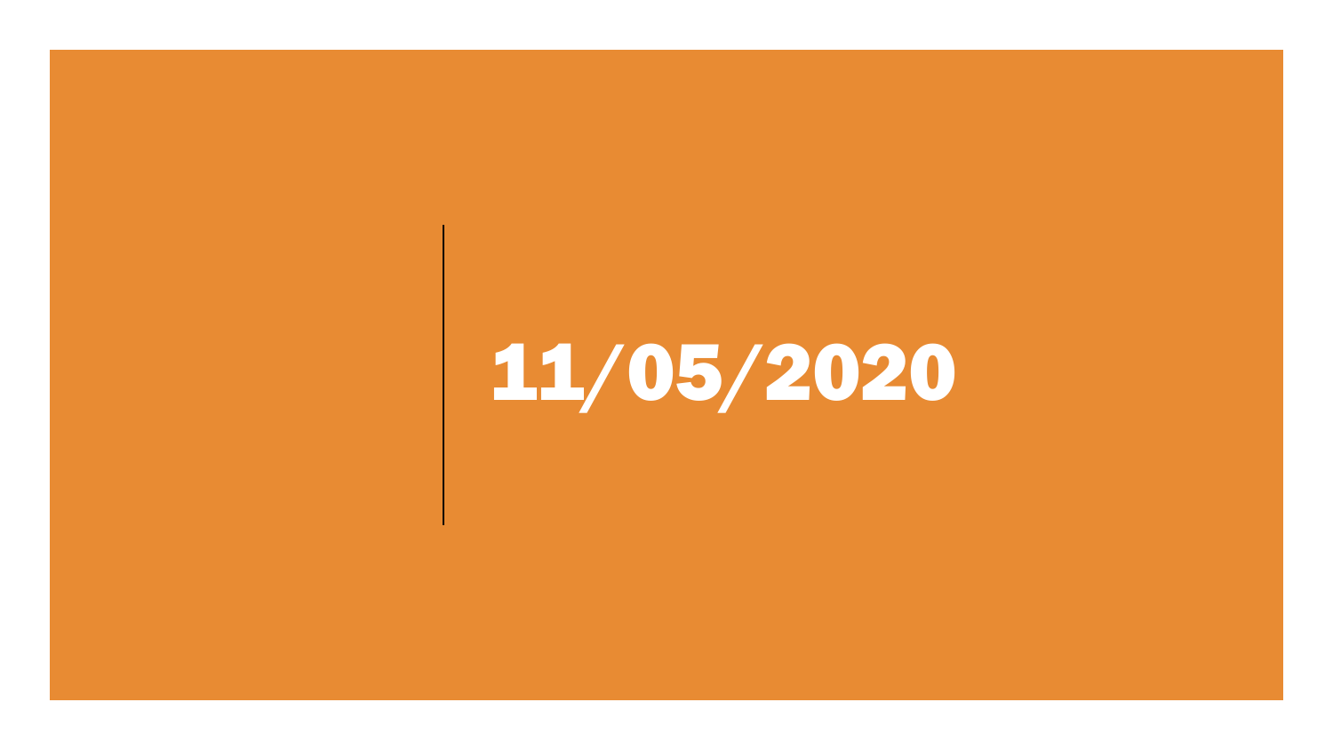# 11/05/2020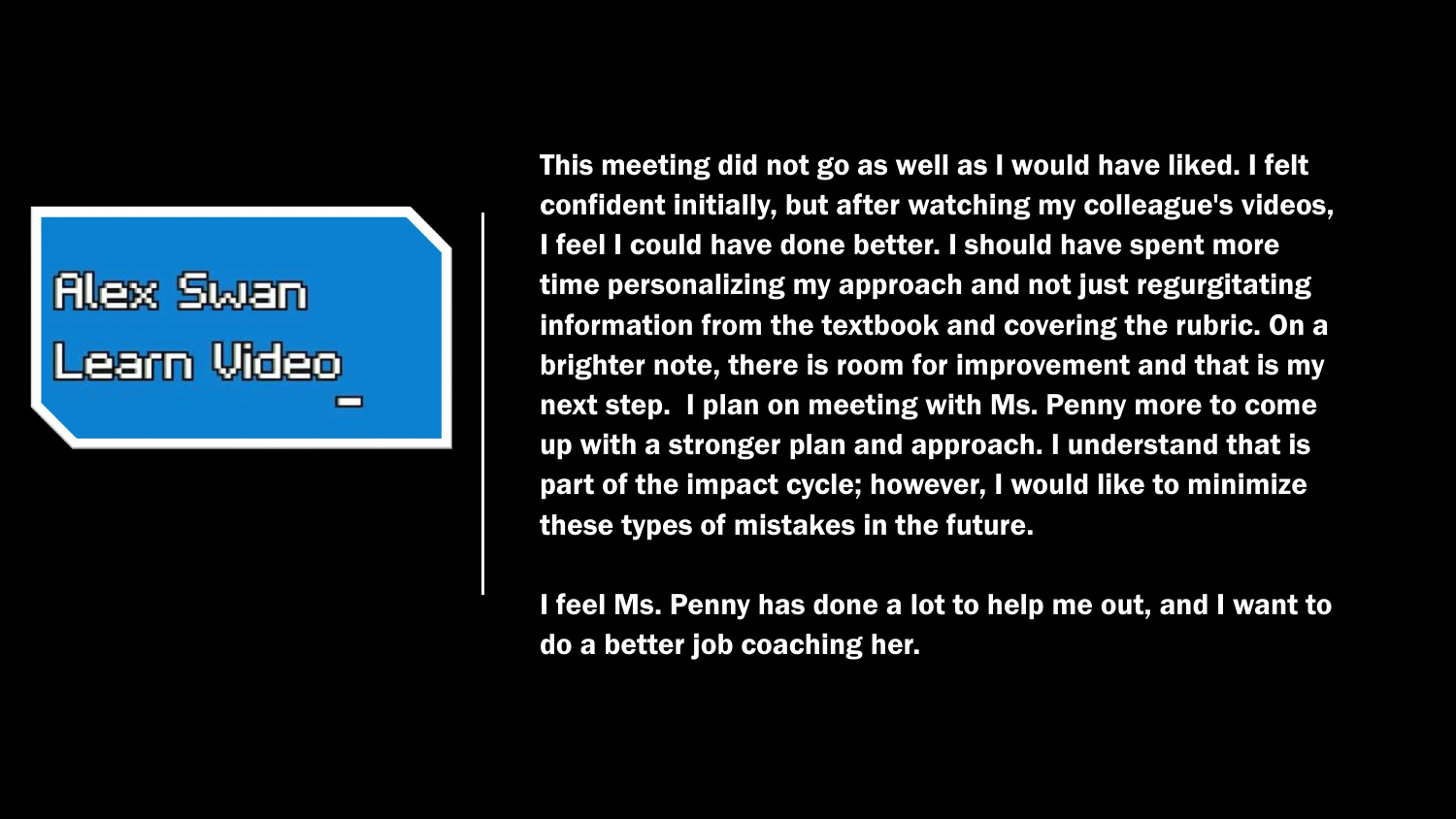## Alex Swan Learn Video

This meeting did not go as well as I would have liked. I felt confident initially, but after watching my colleague's videos, I feel I could have done better. I should have spent more time personalizing my approach and not just regurgitating information from the textbook and covering the rubric. On a brighter note, there is room for improvement and that is my next step. I plan on meeting with Ms. Penny more to come up with a stronger plan and approach. I understand that is part of the impact cycle; however, I would like to minimize these types of mistakes in the future.

I feel Ms. Penny has done a lot to help me out, and I want to do a better job coaching her.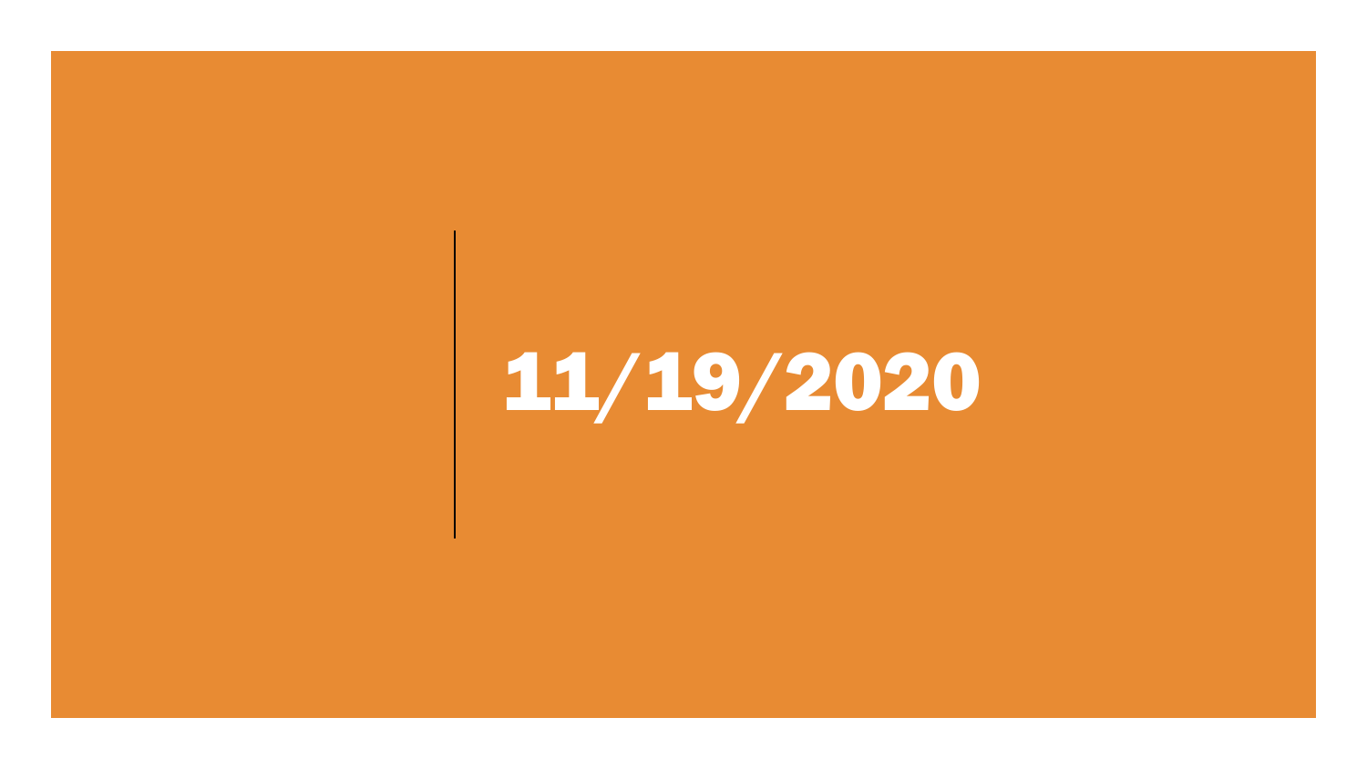# 11/19/2020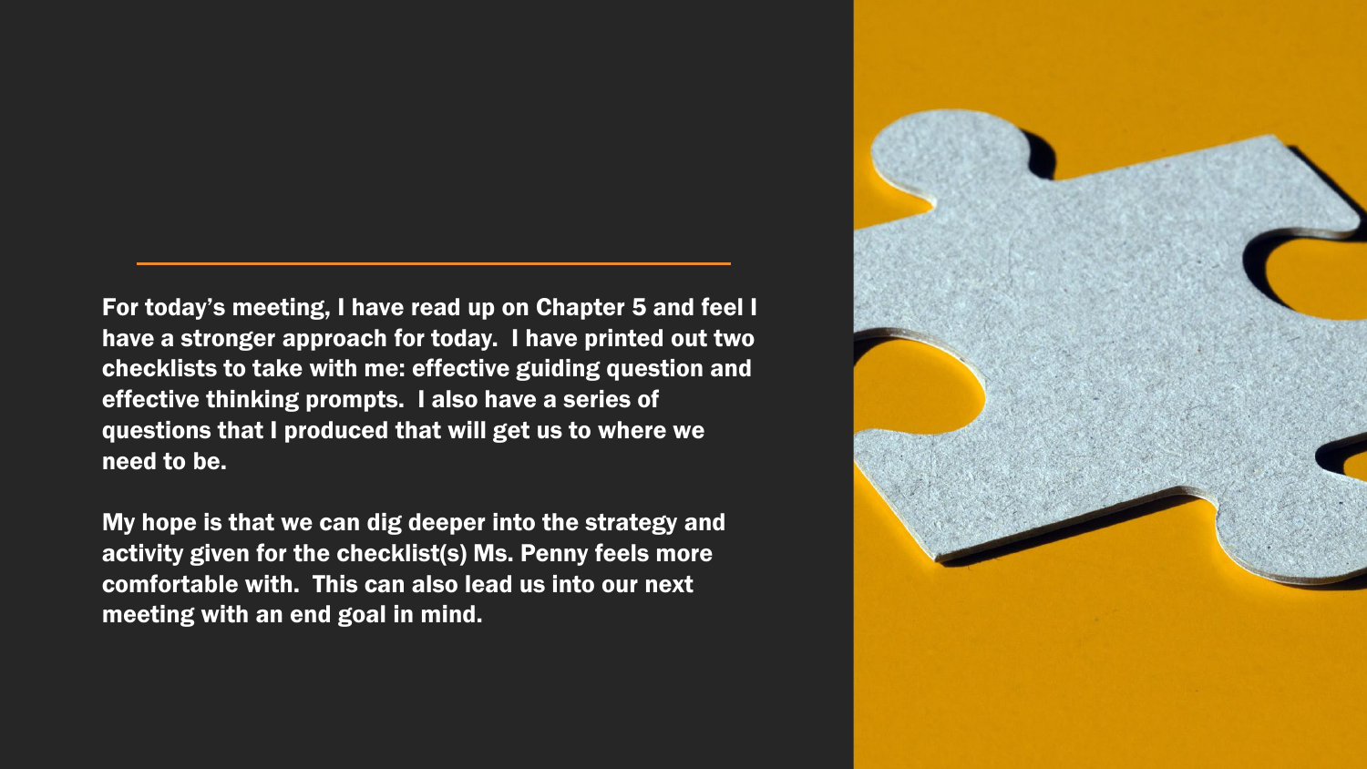For today's meeting, I have read up on Chapter 5 and feel I have a stronger approach for today. I have printed out two checklists to take with me: effective guiding question and effective thinking prompts. I also have a series of questions that I produced that will get us to where we need to be.

My hope is that we can dig deeper into the strategy and activity given for the checklist(s) Ms. Penny feels more comfortable with. This can also lead us into our next meeting with an end goal in mind.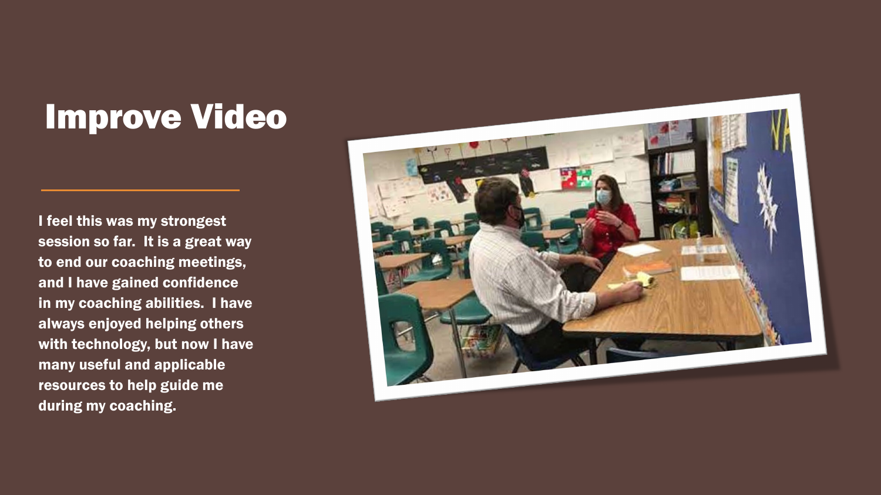# Improve Video

I feel this was my strongest session so far. It is a great way to end our coaching meetings, and I have gained confidence in my coaching abilities. I have always enjoyed helping others with technology, but now I have many useful and applicable resources to help guide me during my coaching.